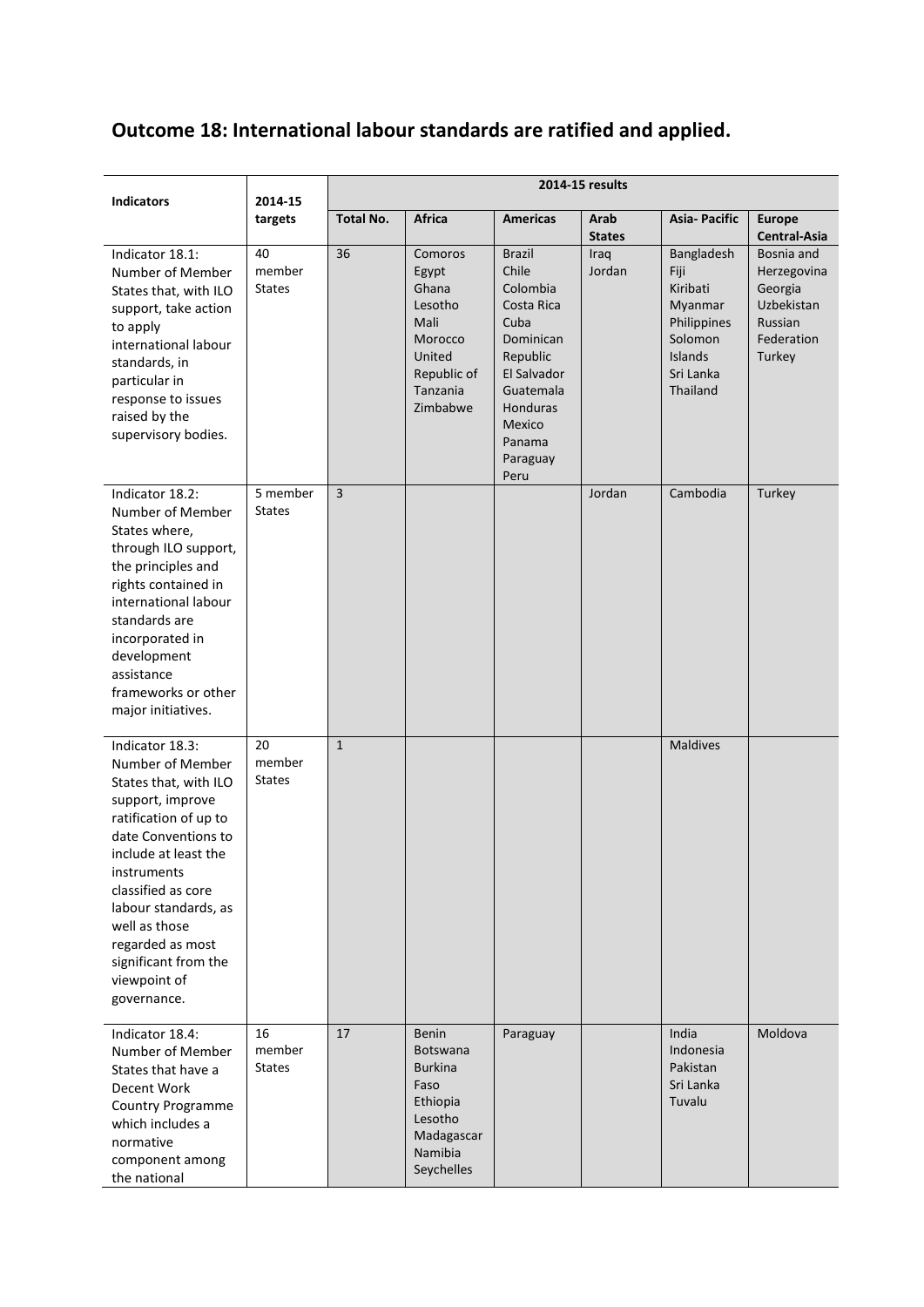## Outcome 18: International labour standards are ratified and applied.

| Indicators | 2014-15 targets | 2014-15 results | | | | | |
|---|---|---|---|---|---|---|---|
| | | **Total No.** | **Africa** | **Americas** | **Arab States** | **Asia- Pacific** | **Europe Central-Asia** |
| Indicator 18.1: Number of Member States that, with ILO support, take action to apply international labour standards, in particular in response to issues raised by the supervisory bodies. | 40 member States | 36 | Comoros<br>Egypt<br>Ghana<br>Lesotho<br>Mali<br>Morocco<br>United Republic of Tanzania<br>Zimbabwe | Brazil<br>Chile<br>Colombia<br>Costa Rica<br>Cuba<br>Dominican Republic<br>El Salvador<br>Guatemala<br>Honduras<br>Mexico<br>Panama<br>Paraguay<br>Peru | Iraq<br>Jordan | Bangladesh<br>Fiji<br>Kiribati<br>Myanmar<br>Philippines<br>Solomon Islands<br>Sri Lanka<br>Thailand | Bosnia and Herzegovina<br>Georgia<br>Uzbekistan<br>Russian Federation<br>Turkey |
| Indicator 18.2: Number of Member States where, through ILO support, the principles and rights contained in international labour standards are incorporated in development assistance frameworks or other major initiatives. | 5 member States | 3 | | | Jordan | Cambodia | Turkey |
| Indicator 18.3: Number of Member States that, with ILO support, improve ratification of up to date Conventions to include at least the instruments classified as core labour standards, as well as those regarded as most significant from the viewpoint of governance. | 20 member States | 1 | | | | Maldives | |
| Indicator 18.4: Number of Member States that have a Decent Work Country Programme which includes a normative component among the national | 16 member States | 17 | Benin<br>Botswana<br>Burkina Faso<br>Ethiopia<br>Lesotho<br>Madagascar<br>Namibia<br>Seychelles | Paraguay | | India<br>Indonesia<br>Pakistan<br>Sri Lanka<br>Tuvalu | Moldova |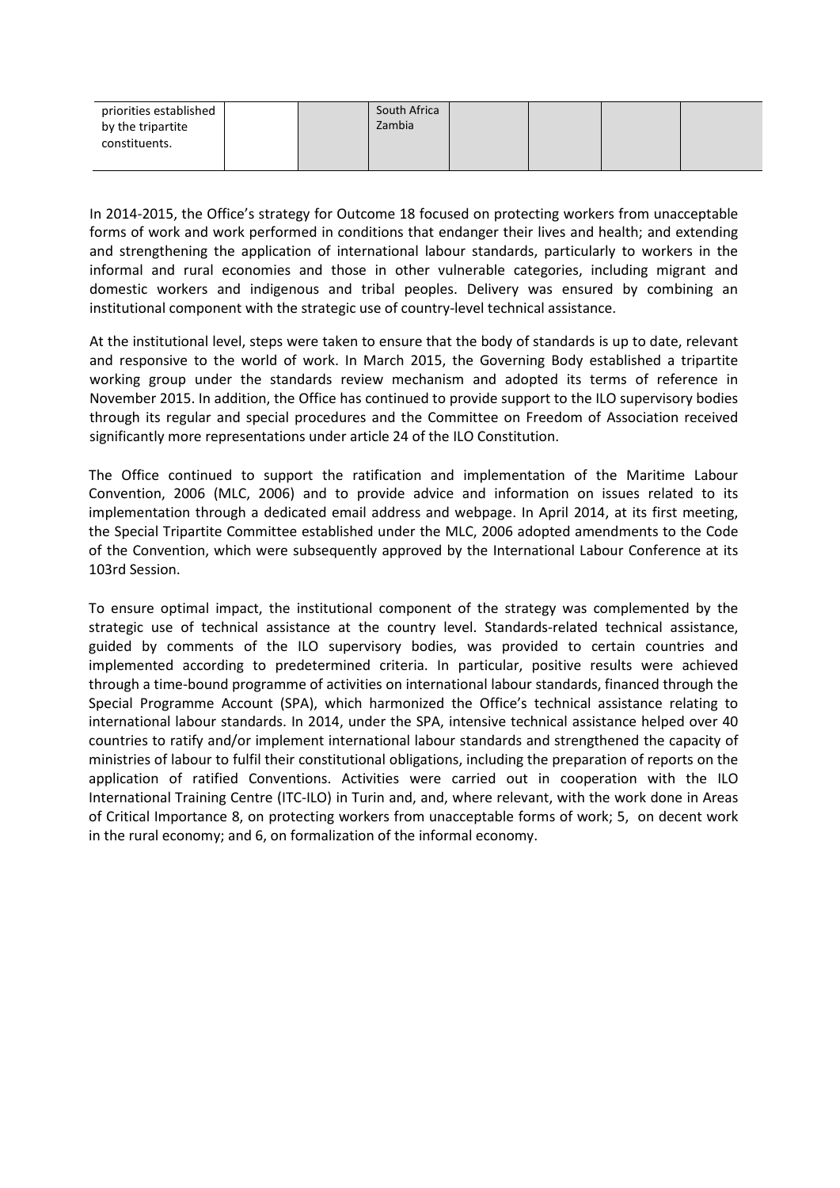| priorities established by the tripartite constituents. | | | South Africa<br>Zambia | | | | |
|---|---|---|---|---|---|---|---|

In 2014-2015, the Office's strategy for Outcome 18 focused on protecting workers from unacceptable forms of work and work performed in conditions that endanger their lives and health; and extending and strengthening the application of international labour standards, particularly to workers in the informal and rural economies and those in other vulnerable categories, including migrant and domestic workers and indigenous and tribal peoples. Delivery was ensured by combining an institutional component with the strategic use of country-level technical assistance.

At the institutional level, steps were taken to ensure that the body of standards is up to date, relevant and responsive to the world of work. In March 2015, the Governing Body established a tripartite working group under the standards review mechanism and adopted its terms of reference in November 2015. In addition, the Office has continued to provide support to the ILO supervisory bodies through its regular and special procedures and the Committee on Freedom of Association received significantly more representations under article 24 of the ILO Constitution.

The Office continued to support the ratification and implementation of the Maritime Labour Convention, 2006 (MLC, 2006) and to provide advice and information on issues related to its implementation through a dedicated email address and webpage. In April 2014, at its first meeting, the Special Tripartite Committee established under the MLC, 2006 adopted amendments to the Code of the Convention, which were subsequently approved by the International Labour Conference at its 103rd Session.

To ensure optimal impact, the institutional component of the strategy was complemented by the strategic use of technical assistance at the country level. Standards-related technical assistance, guided by comments of the ILO supervisory bodies, was provided to certain countries and implemented according to predetermined criteria. In particular, positive results were achieved through a time-bound programme of activities on international labour standards, financed through the Special Programme Account (SPA), which harmonized the Office's technical assistance relating to international labour standards. In 2014, under the SPA, intensive technical assistance helped over 40 countries to ratify and/or implement international labour standards and strengthened the capacity of ministries of labour to fulfil their constitutional obligations, including the preparation of reports on the application of ratified Conventions. Activities were carried out in cooperation with the ILO International Training Centre (ITC-ILO) in Turin and, and, where relevant, with the work done in Areas of Critical Importance 8, on protecting workers from unacceptable forms of work; 5, on decent work in the rural economy; and 6, on formalization of the informal economy.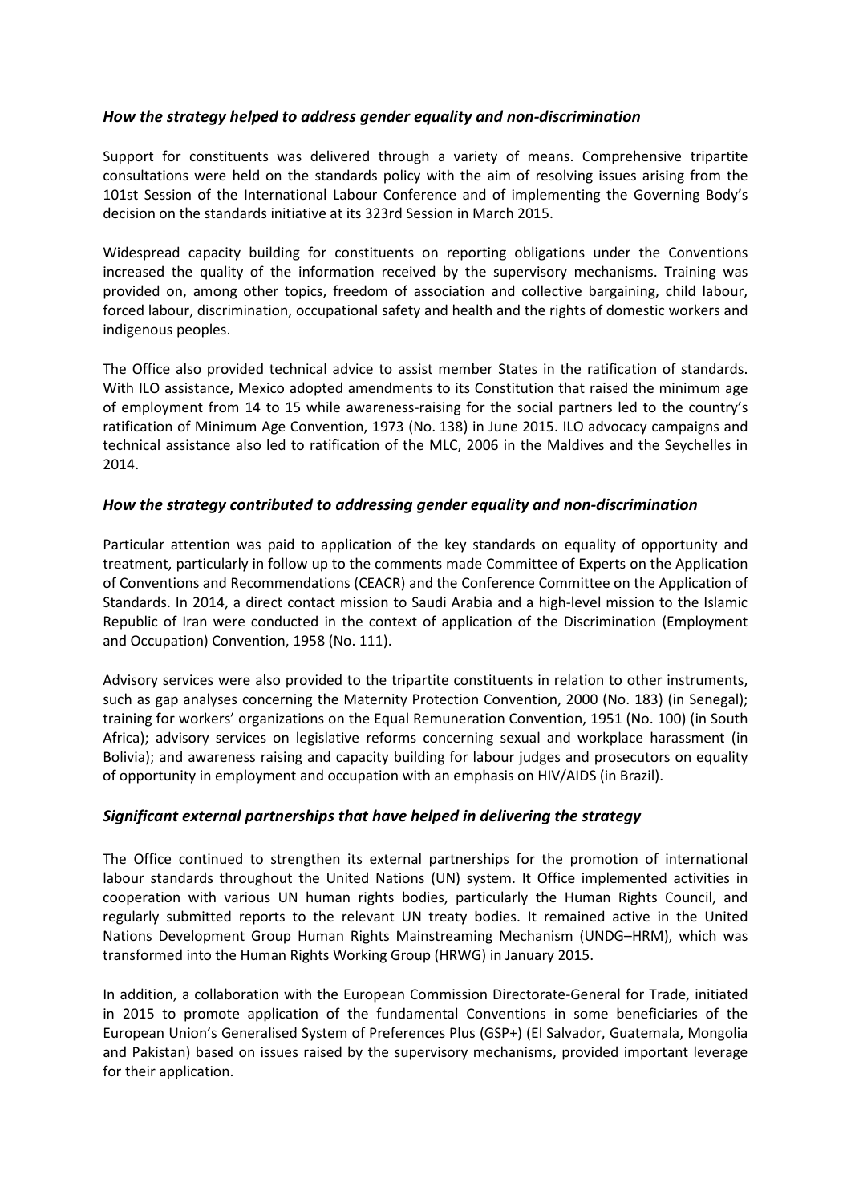### *How the strategy helped to address gender equality and non-discrimination*

Support for constituents was delivered through a variety of means. Comprehensive tripartite consultations were held on the standards policy with the aim of resolving issues arising from the 101st Session of the International Labour Conference and of implementing the Governing Body's decision on the standards initiative at its 323rd Session in March 2015.

Widespread capacity building for constituents on reporting obligations under the Conventions increased the quality of the information received by the supervisory mechanisms. Training was provided on, among other topics, freedom of association and collective bargaining, child labour, forced labour, discrimination, occupational safety and health and the rights of domestic workers and indigenous peoples.

The Office also provided technical advice to assist member States in the ratification of standards. With ILO assistance, Mexico adopted amendments to its Constitution that raised the minimum age of employment from 14 to 15 while awareness-raising for the social partners led to the country's ratification of Minimum Age Convention, 1973 (No. 138) in June 2015. ILO advocacy campaigns and technical assistance also led to ratification of the MLC, 2006 in the Maldives and the Seychelles in 2014.

### *How the strategy contributed to addressing gender equality and non-discrimination*

Particular attention was paid to application of the key standards on equality of opportunity and treatment, particularly in follow up to the comments made Committee of Experts on the Application of Conventions and Recommendations (CEACR) and the Conference Committee on the Application of Standards. In 2014, a direct contact mission to Saudi Arabia and a high-level mission to the Islamic Republic of Iran were conducted in the context of application of the Discrimination (Employment and Occupation) Convention, 1958 (No. 111).

Advisory services were also provided to the tripartite constituents in relation to other instruments, such as gap analyses concerning the Maternity Protection Convention, 2000 (No. 183) (in Senegal); training for workers' organizations on the Equal Remuneration Convention, 1951 (No. 100) (in South Africa); advisory services on legislative reforms concerning sexual and workplace harassment (in Bolivia); and awareness raising and capacity building for labour judges and prosecutors on equality of opportunity in employment and occupation with an emphasis on HIV/AIDS (in Brazil).

### *Significant external partnerships that have helped in delivering the strategy*

The Office continued to strengthen its external partnerships for the promotion of international labour standards throughout the United Nations (UN) system. It Office implemented activities in cooperation with various UN human rights bodies, particularly the Human Rights Council, and regularly submitted reports to the relevant UN treaty bodies. It remained active in the United Nations Development Group Human Rights Mainstreaming Mechanism (UNDG–HRM), which was transformed into the Human Rights Working Group (HRWG) in January 2015.

In addition, a collaboration with the European Commission Directorate-General for Trade, initiated in 2015 to promote application of the fundamental Conventions in some beneficiaries of the European Union's Generalised System of Preferences Plus (GSP+) (El Salvador, Guatemala, Mongolia and Pakistan) based on issues raised by the supervisory mechanisms, provided important leverage for their application.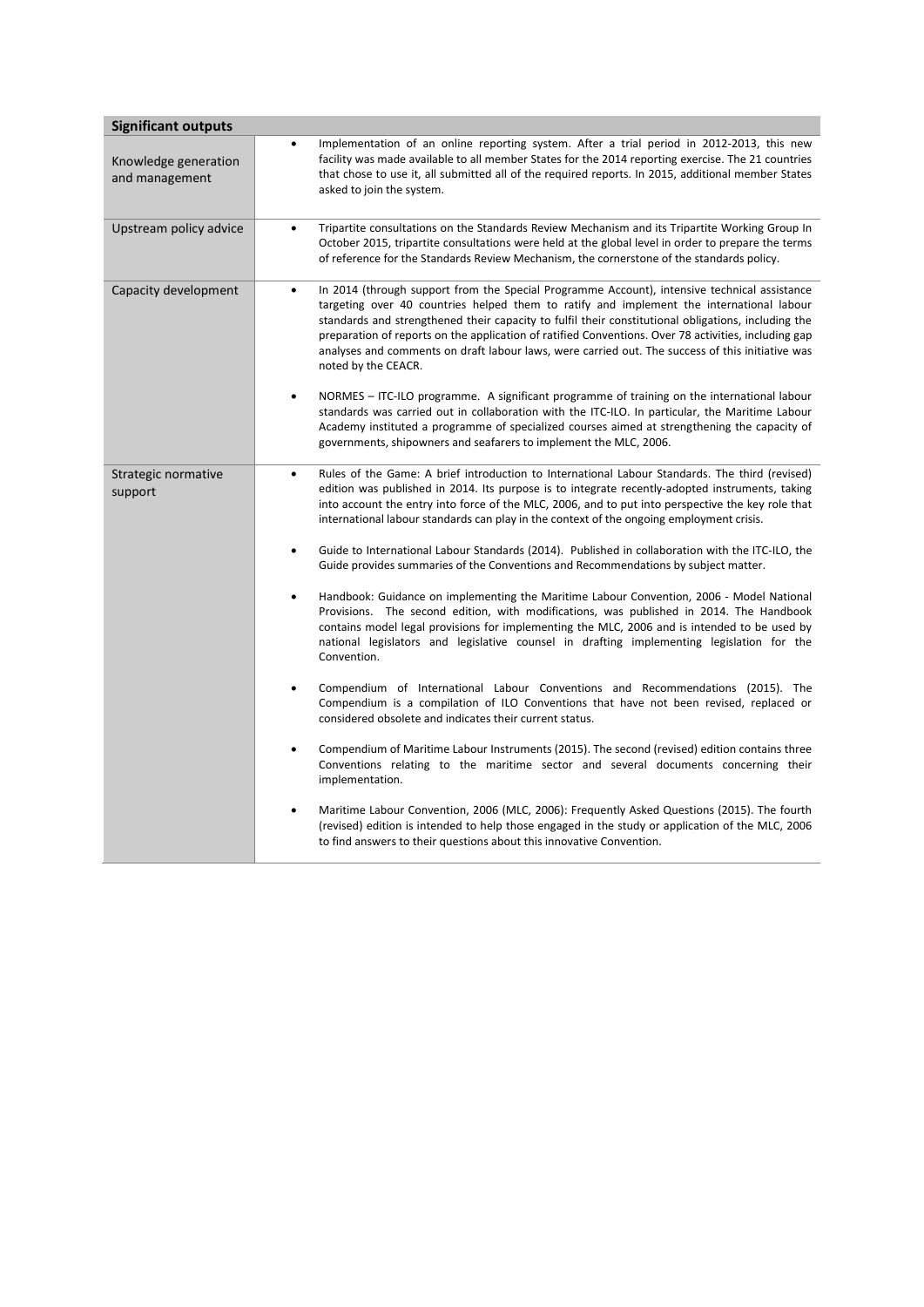| Significant outputs | |
|---|---|
| Knowledge generation and management | • Implementation of an online reporting system. After a trial period in 2012-2013, this new facility was made available to all member States for the 2014 reporting exercise. The 21 countries that chose to use it, all submitted all of the required reports. In 2015, additional member States asked to join the system. |
| Upstream policy advice | • Tripartite consultations on the Standards Review Mechanism and its Tripartite Working Group In October 2015, tripartite consultations were held at the global level in order to prepare the terms of reference for the Standards Review Mechanism, the cornerstone of the standards policy. |
| Capacity development | • In 2014 (through support from the Special Programme Account), intensive technical assistance targeting over 40 countries helped them to ratify and implement the international labour standards and strengthened their capacity to fulfil their constitutional obligations, including the preparation of reports on the application of ratified Conventions. Over 78 activities, including gap analyses and comments on draft labour laws, were carried out. The success of this initiative was noted by the CEACR.<br><br>• NORMES – ITC-ILO programme. A significant programme of training on the international labour standards was carried out in collaboration with the ITC-ILO. In particular, the Maritime Labour Academy instituted a programme of specialized courses aimed at strengthening the capacity of governments, shipowners and seafarers to implement the MLC, 2006. |
| Strategic normative support | • Rules of the Game: A brief introduction to International Labour Standards. The third (revised) edition was published in 2014. Its purpose is to integrate recently-adopted instruments, taking into account the entry into force of the MLC, 2006, and to put into perspective the key role that international labour standards can play in the context of the ongoing employment crisis.<br><br>• Guide to International Labour Standards (2014). Published in collaboration with the ITC-ILO, the Guide provides summaries of the Conventions and Recommendations by subject matter.<br><br>• Handbook: Guidance on implementing the Maritime Labour Convention, 2006 - Model National Provisions. The second edition, with modifications, was published in 2014. The Handbook contains model legal provisions for implementing the MLC, 2006 and is intended to be used by national legislators and legislative counsel in drafting implementing legislation for the Convention.<br><br>• Compendium of International Labour Conventions and Recommendations (2015). The Compendium is a compilation of ILO Conventions that have not been revised, replaced or considered obsolete and indicates their current status.<br><br>• Compendium of Maritime Labour Instruments (2015). The second (revised) edition contains three Conventions relating to the maritime sector and several documents concerning their implementation.<br><br>• Maritime Labour Convention, 2006 (MLC, 2006): Frequently Asked Questions (2015). The fourth (revised) edition is intended to help those engaged in the study or application of the MLC, 2006 to find answers to their questions about this innovative Convention. |